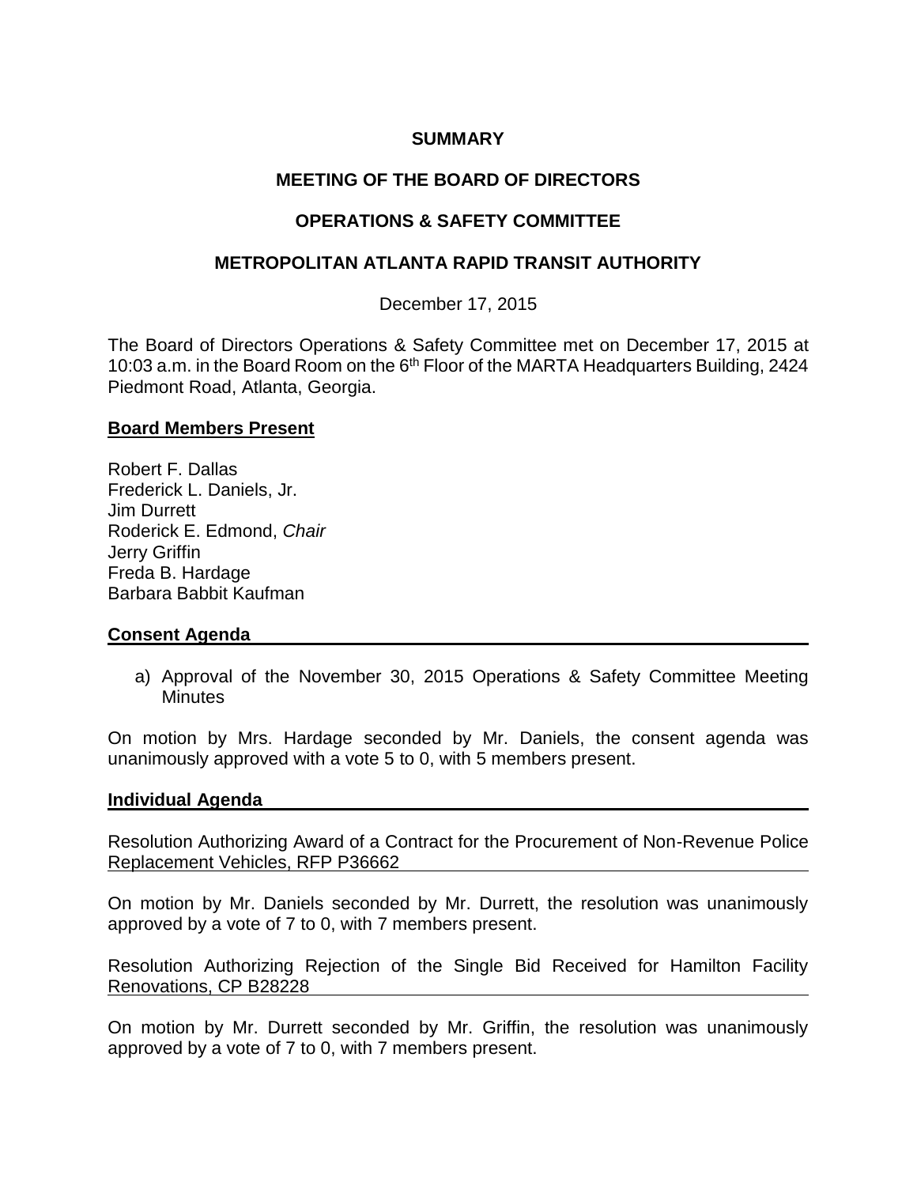**SUMMARY**

**MEETING OF THE BOARD OF DIRECTORS**

**OPERATIONS & SAFETY COMMITTEE**

**METROPOLITAN ATLANTA RAPID TRANSIT AUTHORITY**

December 17, 2015

The Board of Directors Operations & Safety Committee met on December 17, 2015 at 10:03 a.m. in the Board Room on the 6th Floor of the MARTA Headquarters Building, 2424 Piedmont Road, Atlanta, Georgia.

**Board Members Present**

Robert F. Dallas
Frederick L. Daniels, Jr.
Jim Durrett
Roderick E. Edmond, *Chair*
Jerry Griffin
Freda B. Hardage
Barbara Babbit Kaufman

**Consent Agenda**

a) Approval of the November 30, 2015 Operations & Safety Committee Meeting Minutes

On motion by Mrs. Hardage seconded by Mr. Daniels, the consent agenda was unanimously approved with a vote 5 to 0, with 5 members present.

**Individual Agenda**

Resolution Authorizing Award of a Contract for the Procurement of Non-Revenue Police Replacement Vehicles, RFP P36662

On motion by Mr. Daniels seconded by Mr. Durrett, the resolution was unanimously approved by a vote of 7 to 0, with 7 members present.

Resolution Authorizing Rejection of the Single Bid Received for Hamilton Facility Renovations, CP B28228

On motion by Mr. Durrett seconded by Mr. Griffin, the resolution was unanimously approved by a vote of 7 to 0, with 7 members present.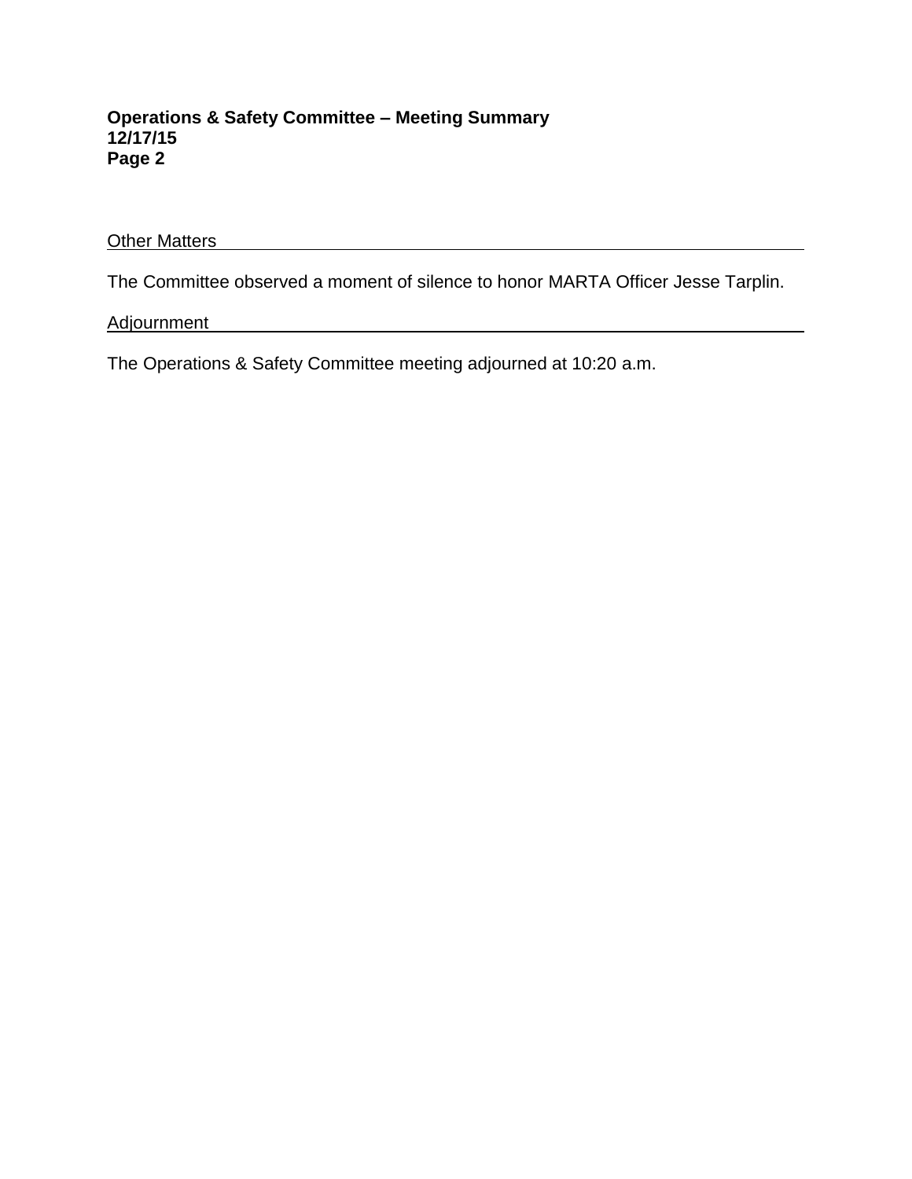## Other Matters

The Committee observed a moment of silence to honor MARTA Officer Jesse Tarplin.

## Adjournment

The Operations & Safety Committee meeting adjourned at 10:20 a.m.